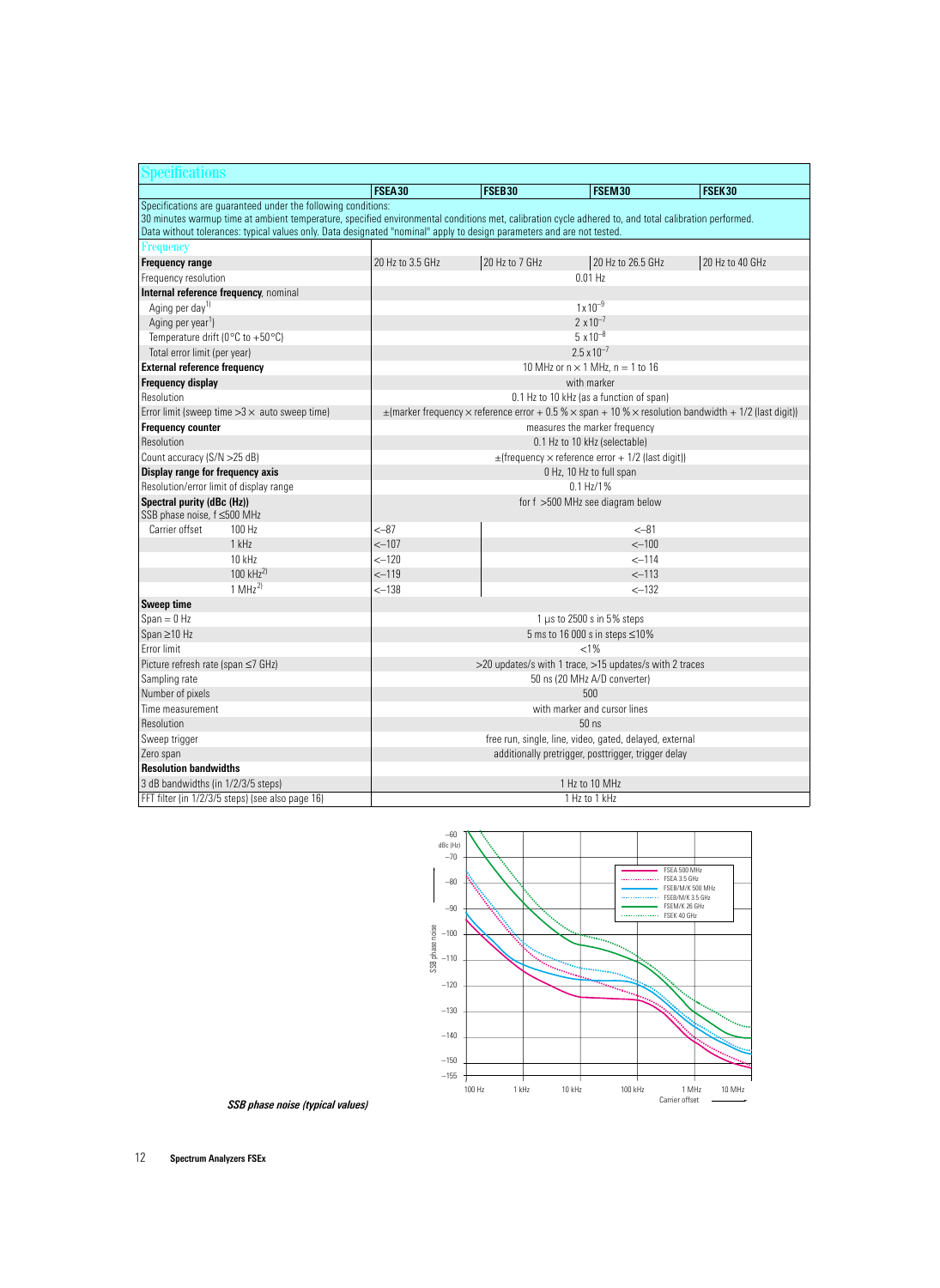# Specifications

| | FSEA30 | FSEB30 | FSEM30 | FSEK30 |
|---|---|---|---|---|
| Specifications are guaranteed under the following conditions: 30 minutes warmup time at ambient temperature, specified environmental conditions met, calibration cycle adhered to, and total calibration performed. Data without tolerances: typical values only. Data designated "nominal" apply to design parameters and are not tested. | | | | |
| **Frequency** | | | | |
| **Frequency range** | 20 Hz to 3.5 GHz | 20 Hz to 7 GHz | 20 Hz to 26.5 GHz | 20 Hz to 40 GHz |
| Frequency resolution | 0.01 Hz | | | |
| **Internal reference frequency**, nominal | | | | |
| Aging per day[1] | $1 \times 10^{-9}$ | | | |
| Aging per year[1] | $2 \times 10^{-7}$ | | | |
| Temperature drift (0°C to +50°C) | $5 \times 10^{-8}$ | | | |
| Total error limit (per year) | $2.5 \times 10^{-7}$ | | | |
| **External reference frequency** | 10 MHz or n × 1 MHz, n = 1 to 16 | | | |
| **Frequency display** | with marker | | | |
| Resolution | 0.1 Hz to 10 kHz (as a function of span) | | | |
| Error limit (sweep time >3 × auto sweep time) | ±(marker frequency × reference error + 0.5 % × span + 10 % × resolution bandwidth + 1/2 (last digit)) | | | |
| **Frequency counter** | measures the marker frequency | | | |
| Resolution | 0.1 Hz to 10 kHz (selectable) | | | |
| Count accuracy (S/N >25 dB) | ±(frequency × reference error + 1/2 (last digit)) | | | |
| **Display range for frequency axis** | 0 Hz, 10 Hz to full span | | | |
| Resolution/error limit of display range | 0.1 Hz/1% | | | |
| **Spectral purity (dBc (Hz))** SSB phase noise, f ≤500 MHz | for f >500 MHz see diagram below | | | |
| Carrier offset 100 Hz | <–87 | <–81 | | |
| 1 kHz | <–107 | <–100 | | |
| 10 kHz | <–120 | <–114 | | |
| 100 kHz[2] | <–119 | <–113 | | |
| 1 MHz[2] | <–138 | <–132 | | |
| **Sweep time** | | | | |
| Span = 0 Hz | 1 µs to 2500 s in 5% steps | | | |
| Span ≥10 Hz | 5 ms to 16 000 s in steps ≤10% | | | |
| Error limit | <1% | | | |
| Picture refresh rate (span ≤7 GHz) | >20 updates/s with 1 trace, >15 updates/s with 2 traces | | | |
| Sampling rate | 50 ns (20 MHz A/D converter) | | | |
| Number of pixels | 500 | | | |
| Time measurement | with marker and cursor lines | | | |
| Resolution | 50 ns | | | |
| Sweep trigger | free run, single, line, video, gated, delayed, external | | | |
| Zero span | additionally pretrigger, posttrigger, trigger delay | | | |
| **Resolution bandwidths** | | | | |
| 3 dB bandwidths (in 1/2/3/5 steps) | 1 Hz to 10 MHz | | | |
| FFT filter (in 1/2/3/5 steps) (see also page 16) | 1 Hz to 1 kHz | | | |

***SSB phase noise (typical values)***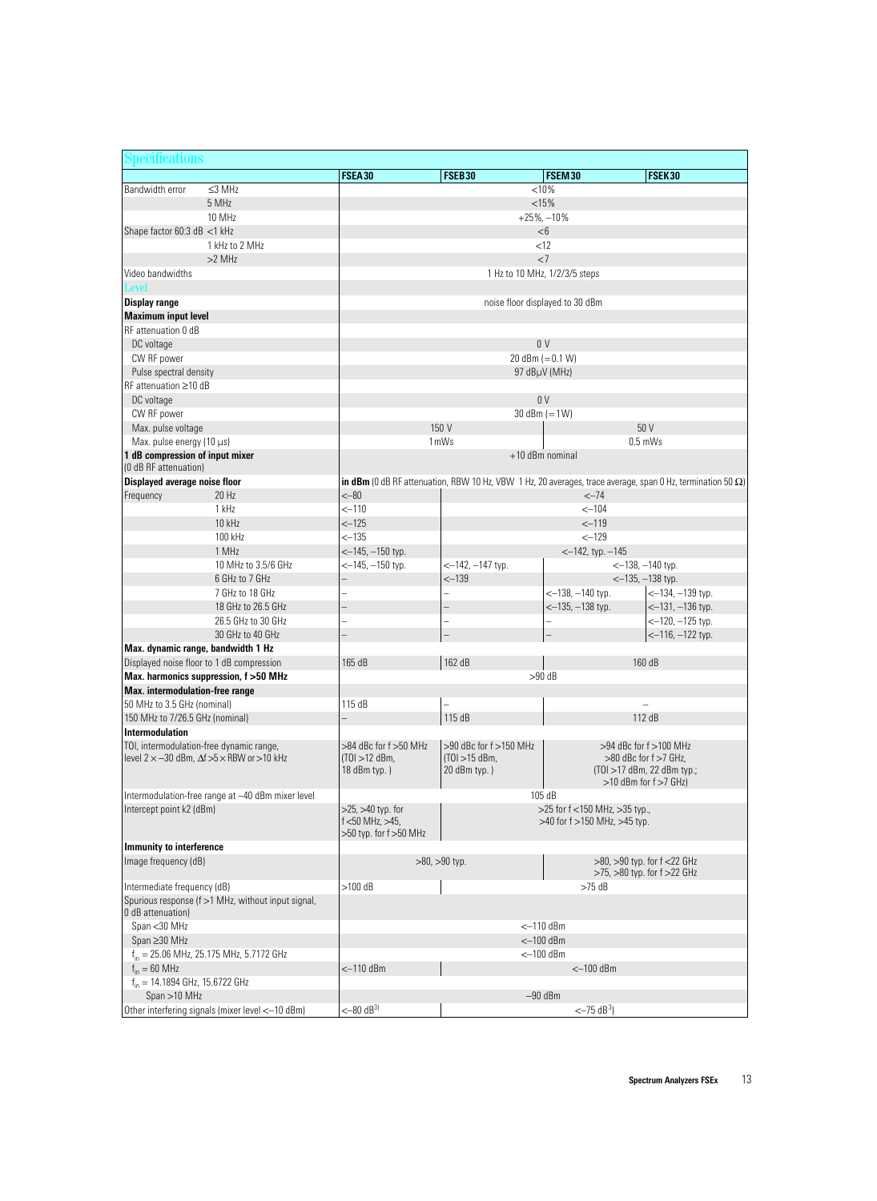## Specifications

| | | FSEA30 | FSEB30 | FSEM30 | FSEK30 |
|---|---|---|---|---|---|
| Bandwidth error | ≤3 MHz | <10% | | | |
| | 5 MHz | <15% | | | |
| | 10 MHz | +25%, −10% | | | |
| Shape factor 60:3 dB | <1 kHz | <6 | | | |
| | 1 kHz to 2 MHz | <12 | | | |
| | >2 MHz | <7 | | | |
| Video bandwidths | | 1 Hz to 10 MHz, 1/2/3/5 steps | | | |
| **Level** | | | | | |
| **Display range** | | noise floor displayed to 30 dBm | | | |
| **Maximum input level** | | | | | |
| RF attenuation 0 dB | | | | | |
| DC voltage | | 0 V | | | |
| CW RF power | | 20 dBm (=0.1 W) | | | |
| Pulse spectral density | | 97 dBμV (MHz) | | | |
| RF attenuation ≥10 dB | | | | | |
| DC voltage | | 0 V | | | |
| CW RF power | | 30 dBm (=1W) | | | |
| Max. pulse voltage | | 150 V | | 50 V | |
| Max. pulse energy (10 μs) | | 1 mWs | | 0.5 mWs | |
| **1 dB compression of input mixer** (0 dB RF attenuation) | | +10 dBm nominal | | | |
| **Displayed average noise floor** | | **in dBm** (0 dB RF attenuation, RBW 10 Hz, VBW 1 Hz, 20 averages, trace average, span 0 Hz, termination 50 Ω) | | | |
| Frequency | 20 Hz | <−80 | <−74 | | |
| | 1 kHz | <−110 | <−104 | | |
| | 10 kHz | <−125 | <−119 | | |
| | 100 kHz | <−135 | <−129 | | |
| | 1 MHz | <−145, −150 typ. | <−142, typ. −145 | | |
| | 10 MHz to 3.5/6 GHz | <−145, −150 typ. | <−142, −147 typ. | <−138, −140 typ. | |
| | 6 GHz to 7 GHz | – | <−139 | <−135, −138 typ. | |
| | 7 GHz to 18 GHz | – | – | <−138, −140 typ. | <−134, −139 typ. |
| | 18 GHz to 26.5 GHz | – | – | <−135, −138 typ. | <−131, −136 typ. |
| | 26.5 GHz to 30 GHz | – | – | – | <−120, −125 typ. |
| | 30 GHz to 40 GHz | – | – | – | <−116, −122 typ. |
| **Max. dynamic range, bandwidth 1 Hz** | | | | | |
| Displayed noise floor to 1 dB compression | | 165 dB | 162 dB | 160 dB | |
| **Max. harmonics suppression, f >50 MHz** | | >90 dB | | | |
| **Max. intermodulation-free range** | | | | | |
| 50 MHz to 3.5 GHz (nominal) | | 115 dB | – | – | |
| 150 MHz to 7/26.5 GHz (nominal) | | – | 115 dB | 112 dB | |
| **Intermodulation** | | | | | |
| TOI, intermodulation-free dynamic range, level 2×−30 dBm, Δf >5×RBW or >10 kHz | | >84 dBc for f >50 MHz (TOI >12 dBm, 18 dBm typ.) | >90 dBc for f >150 MHz (TOI >15 dBm, 20 dBm typ.) | >94 dBc for f >100 MHz >80 dBc for f >7 GHz, (TOI >17 dBm, 22 dBm typ.; >10 dBm for f >7 GHz) | |
| Intermodulation-free range at −40 dBm mixer level | | 105 dB | | | |
| Intercept point k2 (dBm) | | >25, >40 typ. for f <50 MHz, >45, >50 typ. for f >50 MHz | >25 for f <150 MHz, >35 typ., >40 for f >150 MHz, >45 typ. | | |
| **Immunity to interference** | | | | | |
| Image frequency (dB) | | >80, >90 typ. | | >80, >90 typ. for f <22 GHz >75, >80 typ. for f >22 GHz | |
| Intermediate frequency (dB) | | >100 dB | >75 dB | | |
| Spurious response (f >1 MHz, without input signal, 0 dB attenuation) | | | | | |
| Span <30 MHz | | <−110 dBm | | | |
| Span ≥30 MHz | | <−100 dBm | | | |
| $f_{in}$ = 25.06 MHz, 25.175 MHz, 5.7172 GHz | | <−100 dBm | | | |
| $f_{in}$ = 60 MHz | | <−110 dBm | <−100 dBm | | |
| $f_{in}$ = 14.1894 GHz, 15.6722 GHz | | | | | |
| Span >10 MHz | | −90 dBm | | | |
| Other interfering signals (mixer level <−10 dBm) | | <−80 dB[3)] | <−75 dB[3)] | | |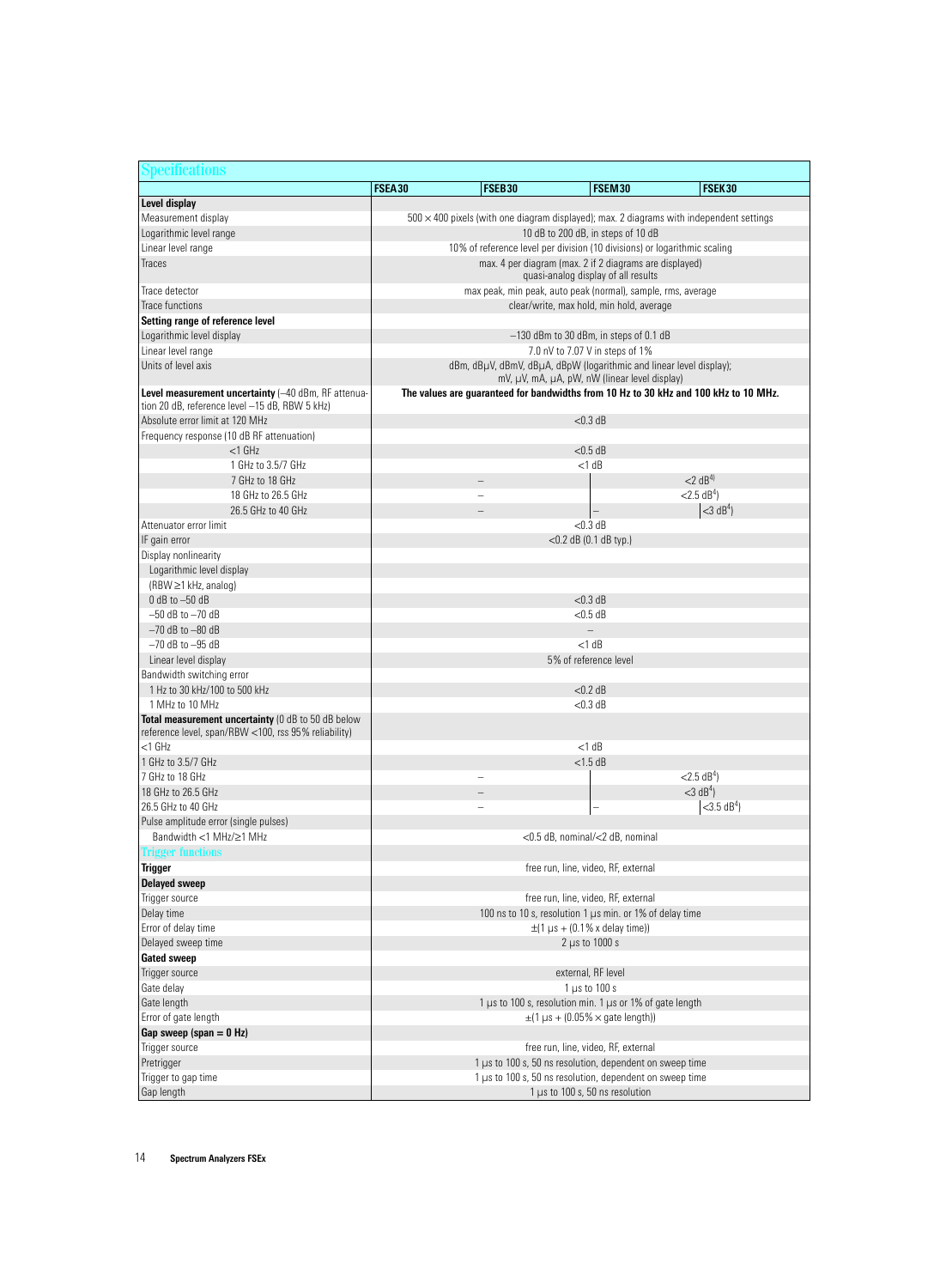## Specifications

| | FSEA30 | FSEB30 | FSEM30 | FSEK30 |
|---|---|---|---|---|
| **Level display** | | | | |
| Measurement display | 500 × 400 pixels (with one diagram displayed); max. 2 diagrams with independent settings | | | |
| Logarithmic level range | 10 dB to 200 dB, in steps of 10 dB | | | |
| Linear level range | 10% of reference level per division (10 divisions) or logarithmic scaling | | | |
| Traces | max. 4 per diagram (max. 2 if 2 diagrams are displayed) quasi-analog display of all results | | | |
| Trace detector | max peak, min peak, auto peak (normal), sample, rms, average | | | |
| Trace functions | clear/write, max hold, min hold, average | | | |
| **Setting range of reference level** | | | | |
| Logarithmic level display | −130 dBm to 30 dBm, in steps of 0.1 dB | | | |
| Linear level range | 7.0 nV to 7.07 V in steps of 1% | | | |
| Units of level axis | dBm, dBμV, dBmV, dBμA, dBpW (logarithmic and linear level display); mV, μV, mA, μA, pW, nW (linear level display) | | | |
| **Level measurement uncertainty** (−40 dBm, RF attenuation 20 dB, reference level −15 dB, RBW 5 kHz) | **The values are guaranteed for bandwidths from 10 Hz to 30 kHz and 100 kHz to 10 MHz.** | | | |
| Absolute error limit at 120 MHz | <0.3 dB | | | |
| Frequency response (10 dB RF attenuation) | | | | |
| <1 GHz | <0.5 dB | | | |
| 1 GHz to 3.5/7 GHz | <1 dB | | | |
| 7 GHz to 18 GHz | – | | <2 dB[4] | |
| 18 GHz to 26.5 GHz | – | | <2.5 dB[4] | |
| 26.5 GHz to 40 GHz | – | | – | <3 dB[4] |
| Attenuator error limit | <0.3 dB | | | |
| IF gain error | <0.2 dB (0.1 dB typ.) | | | |
| Display nonlinearity | | | | |
| Logarithmic level display | | | | |
| (RBW ≥1 kHz, analog) | | | | |
| 0 dB to −50 dB | <0.3 dB | | | |
| −50 dB to −70 dB | <0.5 dB | | | |
| −70 dB to −80 dB | – | | | |
| −70 dB to −95 dB | <1 dB | | | |
| Linear level display | 5% of reference level | | | |
| Bandwidth switching error | | | | |
| 1 Hz to 30 kHz/100 to 500 kHz | <0.2 dB | | | |
| 1 MHz to 10 MHz | <0.3 dB | | | |
| **Total measurement uncertainty** (0 dB to 50 dB below reference level, span/RBW <100, rss 95% reliability) | | | | |
| <1 GHz | <1 dB | | | |
| 1 GHz to 3.5/7 GHz | <1.5 dB | | | |
| 7 GHz to 18 GHz | – | | <2.5 dB[4] | |
| 18 GHz to 26.5 GHz | – | | <3 dB[4] | |
| 26.5 GHz to 40 GHz | – | | – | <3.5 dB[4] |
| Pulse amplitude error (single pulses) | | | | |
| Bandwidth <1 MHz/≥1 MHz | <0.5 dB, nominal/<2 dB, nominal | | | |

### Trigger functions

| | FSEA30 | FSEB30 | FSEM30 | FSEK30 |
|---|---|---|---|---|
| **Trigger** | free run, line, video, RF, external | | | |
| **Delayed sweep** | | | | |
| Trigger source | free run, line, video, RF, external | | | |
| Delay time | 100 ns to 10 s, resolution 1 μs min. or 1% of delay time | | | |
| Error of delay time | ±(1 μs + (0.1% x delay time)) | | | |
| Delayed sweep time | 2 μs to 1000 s | | | |
| **Gated sweep** | | | | |
| Trigger source | external, RF level | | | |
| Gate delay | 1 μs to 100 s | | | |
| Gate length | 1 μs to 100 s, resolution min. 1 μs or 1% of gate length | | | |
| Error of gate length | ±(1 μs + (0.05% × gate length)) | | | |
| **Gap sweep (span = 0 Hz)** | | | | |
| Trigger source | free run, line, video, RF, external | | | |
| Pretrigger | 1 μs to 100 s, 50 ns resolution, dependent on sweep time | | | |
| Trigger to gap time | 1 μs to 100 s, 50 ns resolution, dependent on sweep time | | | |
| Gap length | 1 μs to 100 s, 50 ns resolution | | | |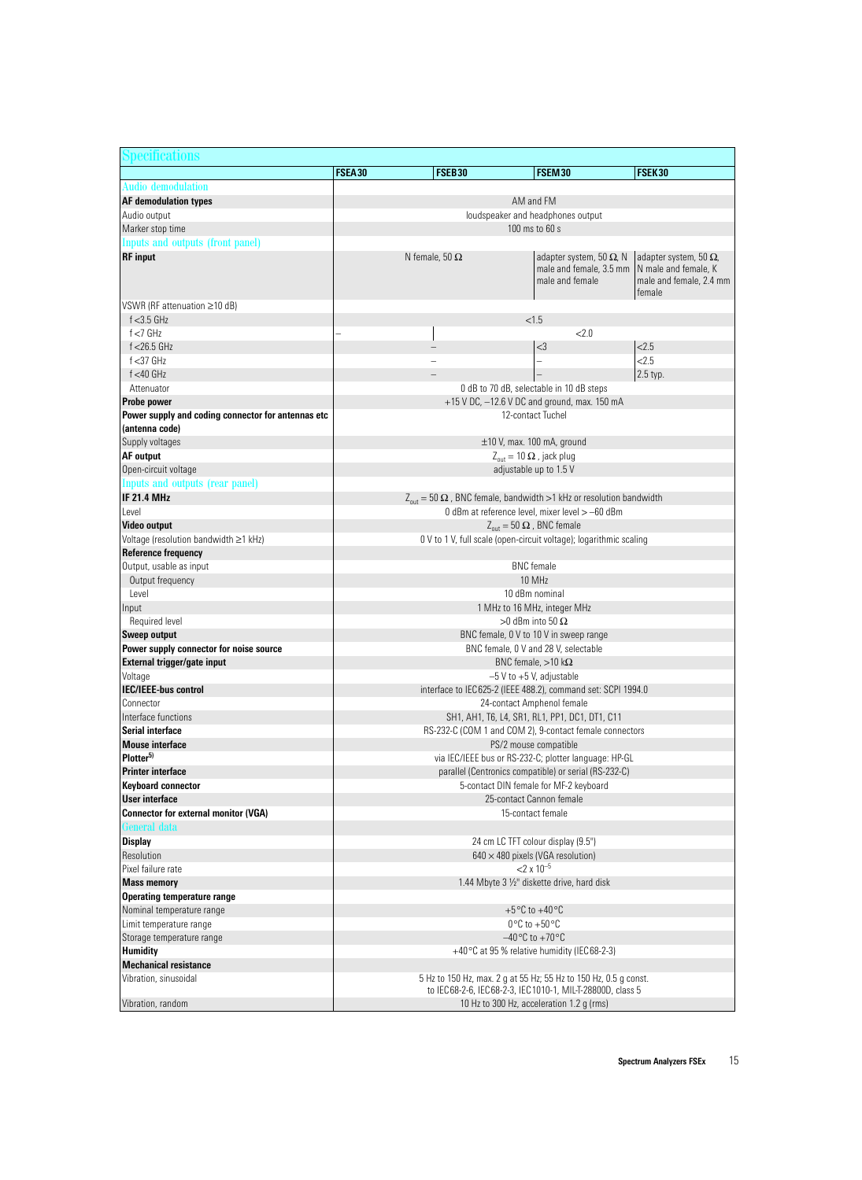## Specifications

| | FSEA30 | FSEB30 | FSEM30 | FSEK30 |
|---|---|---|---|---|
| **Audio demodulation** | | | | |
| **AF demodulation types** | AM and FM | | | |
| Audio output | loudspeaker and headphones output | | | |
| Marker stop time | 100 ms to 60 s | | | |
| **Inputs and outputs (front panel)** | | | | |
| **RF input** | N female, 50 Ω | | adapter system, 50 Ω, N male and female, 3.5 mm male and female | adapter system, 50 Ω, N male and female, K male and female, 2.4 mm female |
| VSWR (RF attenuation ≥10 dB) | | | | |
| f <3.5 GHz | <1.5 | | | |
| f <7 GHz | – | <2.0 | | |
| f <26.5 GHz | – | | <3 | <2.5 |
| f <37 GHz | – | | – | <2.5 |
| f <40 GHz | – | | – | 2.5 typ. |
| Attenuator | 0 dB to 70 dB, selectable in 10 dB steps | | | |
| **Probe power** | +15 V DC, –12.6 V DC and ground, max. 150 mA | | | |
| **Power supply and coding connector for antennas etc (antenna code)** | 12-contact Tuchel | | | |
| Supply voltages | ±10 V, max. 100 mA, ground | | | |
| **AF output** | $Z_{out}$ = 10 Ω, jack plug | | | |
| Open-circuit voltage | adjustable up to 1.5 V | | | |
| **Inputs and outputs (rear panel)** | | | | |
| **IF 21.4 MHz** | $Z_{out}$ = 50 Ω, BNC female, bandwidth >1 kHz or resolution bandwidth | | | |
| Level | 0 dBm at reference level, mixer level > –60 dBm | | | |
| **Video output** | $Z_{out}$ = 50 Ω, BNC female | | | |
| Voltage (resolution bandwidth ≥1 kHz) | 0 V to 1 V, full scale (open-circuit voltage); logarithmic scaling | | | |
| **Reference frequency** | | | | |
| Output, usable as input | BNC female | | | |
| Output frequency | 10 MHz | | | |
| Level | 10 dBm nominal | | | |
| Input | 1 MHz to 16 MHz, integer MHz | | | |
| Required level | >0 dBm into 50 Ω | | | |
| **Sweep output** | BNC female, 0 V to 10 V in sweep range | | | |
| **Power supply connector for noise source** | BNC female, 0 V and 28 V, selectable | | | |
| **External trigger/gate input** | BNC female, >10 kΩ | | | |
| Voltage | –5 V to +5 V, adjustable | | | |
| **IEC/IEEE-bus control** | interface to IEC625-2 (IEEE 488.2), command set: SCPI 1994.0 | | | |
| Connector | 24-contact Amphenol female | | | |
| Interface functions | SH1, AH1, T6, L4, SR1, RL1, PP1, DC1, DT1, C11 | | | |
| **Serial interface** | RS-232-C (COM 1 and COM 2), 9-contact female connectors | | | |
| **Mouse interface** | PS/2 mouse compatible | | | |
| **Plotter**[5] | via IEC/IEEE bus or RS-232-C; plotter language: HP-GL | | | |
| **Printer interface** | parallel (Centronics compatible) or serial (RS-232-C) | | | |
| **Keyboard connector** | 5-contact DIN female for MF-2 keyboard | | | |
| **User interface** | 25-contact Cannon female | | | |
| **Connector for external monitor (VGA)** | 15-contact female | | | |
| **General data** | | | | |
| **Display** | 24 cm LC TFT colour display (9.5") | | | |
| Resolution | 640 × 480 pixels (VGA resolution) | | | |
| Pixel failure rate | $<2 \times 10^{-5}$ | | | |
| **Mass memory** | 1.44 Mbyte 3 ½" diskette drive, hard disk | | | |
| **Operating temperature range** | | | | |
| Nominal temperature range | +5 °C to +40 °C | | | |
| Limit temperature range | 0 °C to +50 °C | | | |
| Storage temperature range | –40 °C to +70 °C | | | |
| **Humidity** | +40 °C at 95 % relative humidity (IEC68-2-3) | | | |
| **Mechanical resistance** | | | | |
| Vibration, sinusoidal | 5 Hz to 150 Hz, max. 2 g at 55 Hz; 55 Hz to 150 Hz, 0.5 g const. to IEC68-2-6, IEC68-2-3, IEC1010-1, MIL-T-28800D, class 5 | | | |
| Vibration, random | 10 Hz to 300 Hz, acceleration 1.2 g (rms) | | | |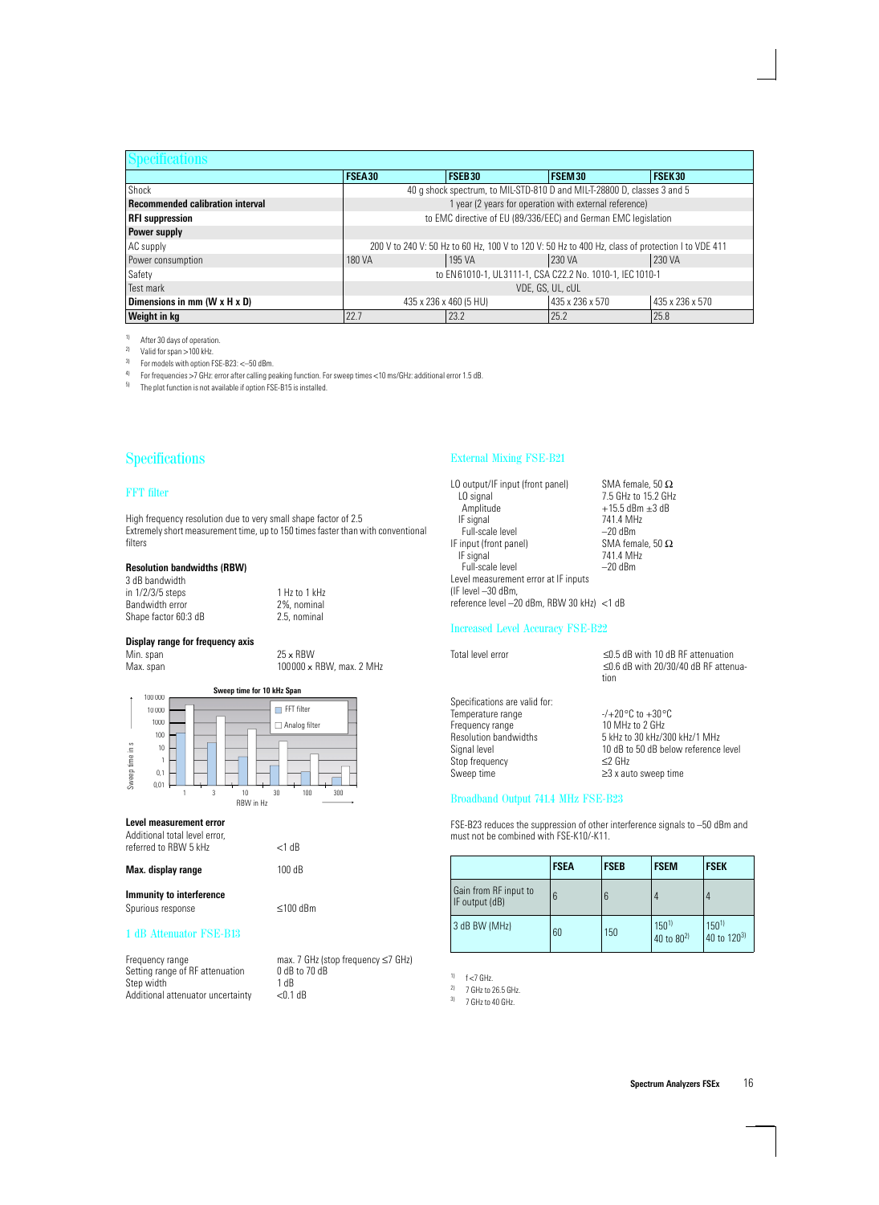## Specifications

| | FSEA30 | FSEB30 | FSEM30 | FSEK30 |
|---|---|---|---|---|
| Shock | 40 g shock spectrum, to MIL-STD-810 D and MIL-T-28800 D, classes 3 and 5 | | | |
| **Recommended calibration interval** | 1 year (2 years for operation with external reference) | | | |
| **RFI suppression** | to EMC directive of EU (89/336/EEC) and German EMC legislation | | | |
| **Power supply** | | | | |
| AC supply | 200 V to 240 V: 50 Hz to 60 Hz, 100 V to 120 V: 50 Hz to 400 Hz, class of protection I to VDE 411 | | | |
| Power consumption | 180 VA | 195 VA | 230 VA | 230 VA |
| Safety | to EN61010-1, UL3111-1, CSA C22.2 No. 1010-1, IEC 1010-1 | | | |
| Test mark | VDE, GS, UL, cUL | | | |
| **Dimensions in mm (W x H x D)** | 435 x 236 x 460 (5 HU) | | 435 x 236 x 570 | 435 x 236 x 570 |
| **Weight in kg** | 22.7 | 23.2 | 25.2 | 25.8 |

[1] After 30 days of operation.
[2] Valid for span >100 kHz.
[3] For models with option FSE-B23: <–50 dBm.
[4] For frequencies >7 GHz: error after calling peaking function. For sweep times <10 ms/GHz: additional error 1.5 dB.
[5] The plot function is not available if option FSE-B15 is installed.

## Specifications

### FFT filter

High frequency resolution due to very small shape factor of 2.5
Extremely short measurement time, up to 150 times faster than with conventional filters

**Resolution bandwidths (RBW)**

| | |
|---|---|
| 3 dB bandwidth | |
| in 1/2/3/5 steps | 1 Hz to 1 kHz |
| Bandwidth error | 2%, nominal |
| Shape factor 60:3 dB | 2.5, nominal |

**Display range for frequency axis**

| | |
|---|---|
| Min. span | 25 x RBW |
| Max. span | 100000 x RBW, max. 2 MHz |

**Sweep time for 10 kHz Span**

(Chart: Sweep time in s versus RBW in Hz (1, 3, 10, 30, 100, 300); FFT filter vs. Analog filter)

**Level measurement error**

| | |
|---|---|
| Additional total level error, referred to RBW 5 kHz | <1 dB |

| | |
|---|---|
| **Max. display range** | 100 dB |

**Immunity to interference**

| | |
|---|---|
| Spurious response | ≤100 dBm |

### 1 dB Attenuator FSE-B13

| | |
|---|---|
| Frequency range | max. 7 GHz (stop frequency ≤7 GHz) |
| Setting range of RF attenuation | 0 dB to 70 dB |
| Step width | 1 dB |
| Additional attenuator uncertainty | <0.1 dB |

### External Mixing FSE-B21

| | |
|---|---|
| LO output/IF input (front panel) | SMA female, 50 Ω |
| LO signal | 7.5 GHz to 15.2 GHz |
| Amplitude | +15.5 dBm ±3 dB |
| IF signal | 741.4 MHz |
| Full-scale level | –20 dBm |
| IF input (front panel) | SMA female, 50 Ω |
| IF signal | 741.4 MHz |
| Full-scale level | –20 dBm |
| Level measurement error at IF inputs (IF level –30 dBm, reference level –20 dBm, RBW 30 kHz) | <1 dB |

### Increased Level Accuracy FSE-B22

| | |
|---|---|
| Total level error | ≤0.5 dB with 10 dB RF attenuation<br>≤0.6 dB with 20/30/40 dB RF attenuation |

Specifications are valid for:

| | |
|---|---|
| Temperature range | -/+20°C to +30°C |
| Frequency range | 10 MHz to 2 GHz |
| Resolution bandwidths | 5 kHz to 30 kHz/300 kHz/1 MHz |
| Signal level | 10 dB to 50 dB below reference level |
| Stop frequency | ≤2 GHz |
| Sweep time | ≥3 x auto sweep time |

### Broadband Output 741.4 MHz FSE-B23

FSE-B23 reduces the suppression of other interference signals to –50 dBm and must not be combined with FSE-K10/-K11.

| | FSEA | FSEB | FSEM | FSEK |
|---|---|---|---|---|
| Gain from RF input to IF output (dB) | 6 | 6 | 4 | 4 |
| 3 dB BW (MHz) | 60 | 150 | 150[1]<br>40 to 80[2] | 150[1]<br>40 to 120[3] |

[1] f <7 GHz.
[2] 7 GHz to 26.5 GHz.
[3] 7 GHz to 40 GHz.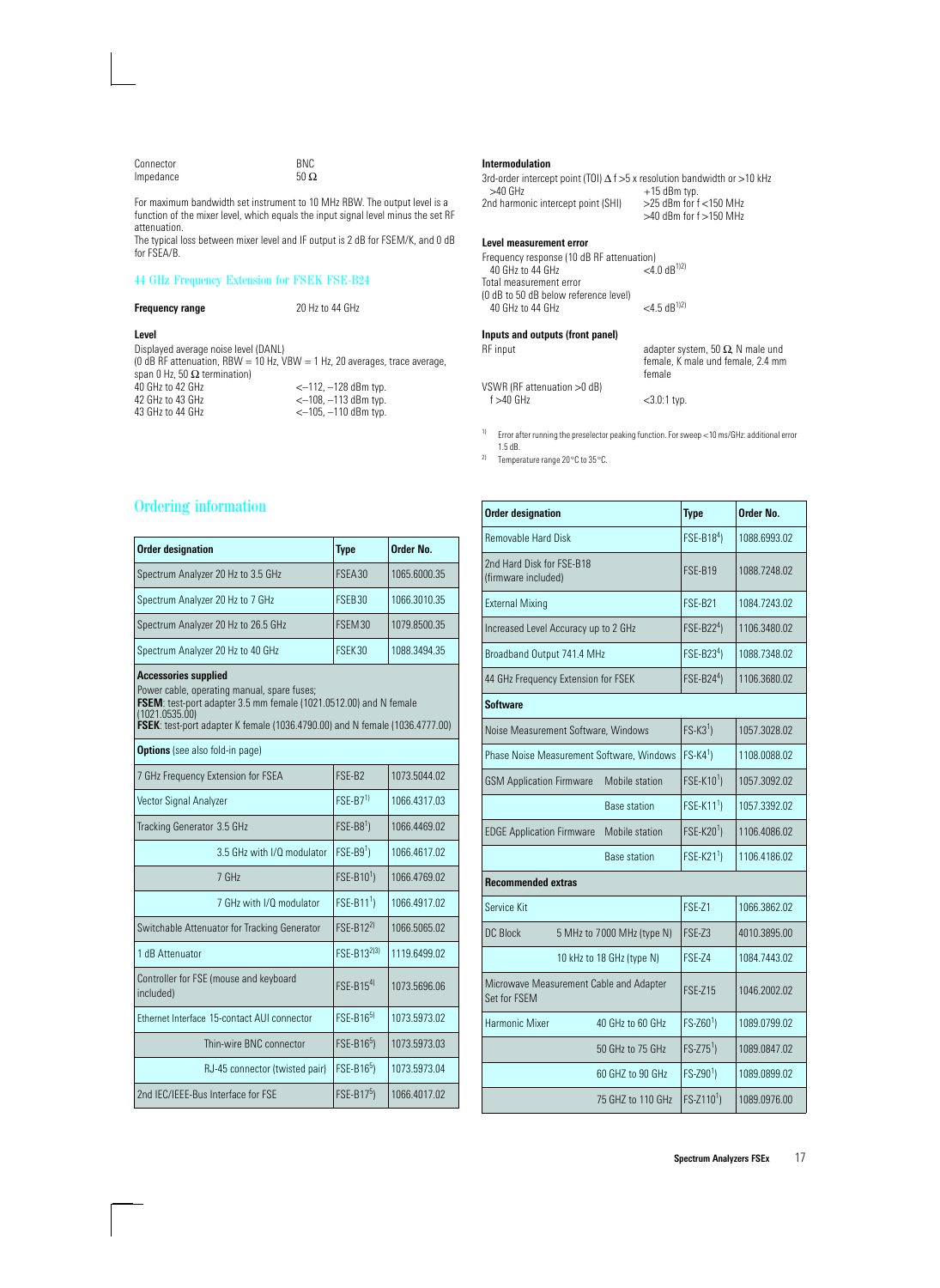| | |
|---|---|
| Connector | BNC |
| Impedance | 50 Ω |

For maximum bandwidth set instrument to 10 MHz RBW. The output level is a function of the mixer level, which equals the input signal level minus the set RF attenuation.
The typical loss between mixer level and IF output is 2 dB for FSEM/K, and 0 dB for FSEA/B.

## 44 GHz Frequency Extension for FSEK FSE-B24

| | |
|---|---|
| **Frequency range** | 20 Hz to 44 GHz |

**Level**

Displayed average noise level (DANL)
(0 dB RF attenuation, RBW = 10 Hz, VBW = 1 Hz, 20 averages, trace average, span 0 Hz, 50 Ω termination)

| | |
|---|---|
| 40 GHz to 42 GHz | <–112, –128 dBm typ. |
| 42 GHz to 43 GHz | <–108, –113 dBm typ. |
| 43 GHz to 44 GHz | <–105, –110 dBm typ. |

**Intermodulation**

3rd-order intercept point (TOI) Δ f >5 x resolution bandwidth or >10 kHz

| | |
|---|---|
| >40 GHz | +15 dBm typ. |
| 2nd harmonic intercept point (SHI) | >25 dBm for f <150 MHz<br>>40 dBm for f >150 MHz |

**Level measurement error**

| | |
|---|---|
| Frequency response (10 dB RF attenuation) | |
| 40 GHz to 44 GHz | <4.0 dB[1)2)] |
| Total measurement error (0 dB to 50 dB below reference level) | |
| 40 GHz to 44 GHz | <4.5 dB[1)2)] |

**Inputs and outputs (front panel)**

| | |
|---|---|
| RF input | adapter system, 50 Ω, N male und female, K male und female, 2.4 mm female |
| VSWR (RF attenuation >0 dB) | |
| f >40 GHz | <3.0:1 typ. |

1) Error after running the preselector peaking function. For sweep <10 ms/GHz: additional error 1.5 dB.
2) Temperature range 20 °C to 35 °C.

## Ordering information

| Order designation | Type | Order No. |
|---|---|---|
| Spectrum Analyzer 20 Hz to 3.5 GHz | FSEA30 | 1065.6000.35 |
| Spectrum Analyzer 20 Hz to 7 GHz | FSEB30 | 1066.3010.35 |
| Spectrum Analyzer 20 Hz to 26.5 GHz | FSEM30 | 1079.8500.35 |
| Spectrum Analyzer 20 Hz to 40 GHz | FSEK30 | 1088.3494.35 |
| **Accessories supplied**<br>Power cable, operating manual, spare fuses;<br>**FSEM**: test-port adapter 3.5 mm female (1021.0512.00) and N female (1021.0535.00)<br>**FSEK**: test-port adapter K female (1036.4790.00) and N female (1036.4777.00) | | |
| **Options** (see also fold-in page) | | |
| 7 GHz Frequency Extension for FSEA | FSE-B2 | 1073.5044.02 |
| Vector Signal Analyzer | FSE-B7[1)] | 1066.4317.03 |
| Tracking Generator 3.5 GHz | FSE-B8[1)] | 1066.4469.02 |
| 3.5 GHz with I/Q modulator | FSE-B9[1)] | 1066.4617.02 |
| 7 GHz | FSE-B10[1)] | 1066.4769.02 |
| 7 GHz with I/Q modulator | FSE-B11[1)] | 1066.4917.02 |
| Switchable Attenuator for Tracking Generator | FSE-B12[2)] | 1066.5065.02 |
| 1 dB Attenuator | FSE-B13[2)3)] | 1119.6499.02 |
| Controller for FSE (mouse and keyboard included) | FSE-B15[4)] | 1073.5696.06 |
| Ethernet Interface 15-contact AUI connector | FSE-B16[5)] | 1073.5973.02 |
| Thin-wire BNC connector | FSE-B16[5)] | 1073.5973.03 |
| RJ-45 connector (twisted pair) | FSE-B16[5)] | 1073.5973.04 |
| 2nd IEC/IEEE-Bus Interface for FSE | FSE-B17[5)] | 1066.4017.02 |
| Removable Hard Disk | FSE-B18[4)] | 1088.6993.02 |
| 2nd Hard Disk for FSE-B18 (firmware included) | FSE-B19 | 1088.7248.02 |
| External Mixing | FSE-B21 | 1084.7243.02 |
| Increased Level Accuracy up to 2 GHz | FSE-B22[4)] | 1106.3480.02 |
| Broadband Output 741.4 MHz | FSE-B23[4)] | 1088.7348.02 |
| 44 GHz Frequency Extension for FSEK | FSE-B24[4)] | 1106.3680.02 |
| **Software** | | |
| Noise Measurement Software, Windows | FS-K3[1)] | 1057.3028.02 |
| Phase Noise Measurement Software, Windows | FS-K4[1)] | 1108.0088.02 |
| GSM Application Firmware Mobile station | FSE-K10[1)] | 1057.3092.02 |
| Base station | FSE-K11[1)] | 1057.3392.02 |
| EDGE Application Firmware Mobile station | FSE-K20[1)] | 1106.4086.02 |
| Base station | FSE-K21[1)] | 1106.4186.02 |
| **Recommended extras** | | |
| Service Kit | FSE-Z1 | 1066.3862.02 |
| DC Block 5 MHz to 7000 MHz (type N) | FSE-Z3 | 4010.3895.00 |
| 10 kHz to 18 GHz (type N) | FSE-Z4 | 1084.7443.02 |
| Microwave Measurement Cable and Adapter Set for FSEM | FSE-Z15 | 1046.2002.02 |
| Harmonic Mixer 40 GHz to 60 GHz | FS-Z60[1)] | 1089.0799.02 |
| 50 GHz to 75 GHz | FS-Z75[1)] | 1089.0847.02 |
| 60 GHZ to 90 GHz | FS-Z90[1)] | 1089.0899.02 |
| 75 GHZ to 110 GHz | FS-Z110[1)] | 1089.0976.00 |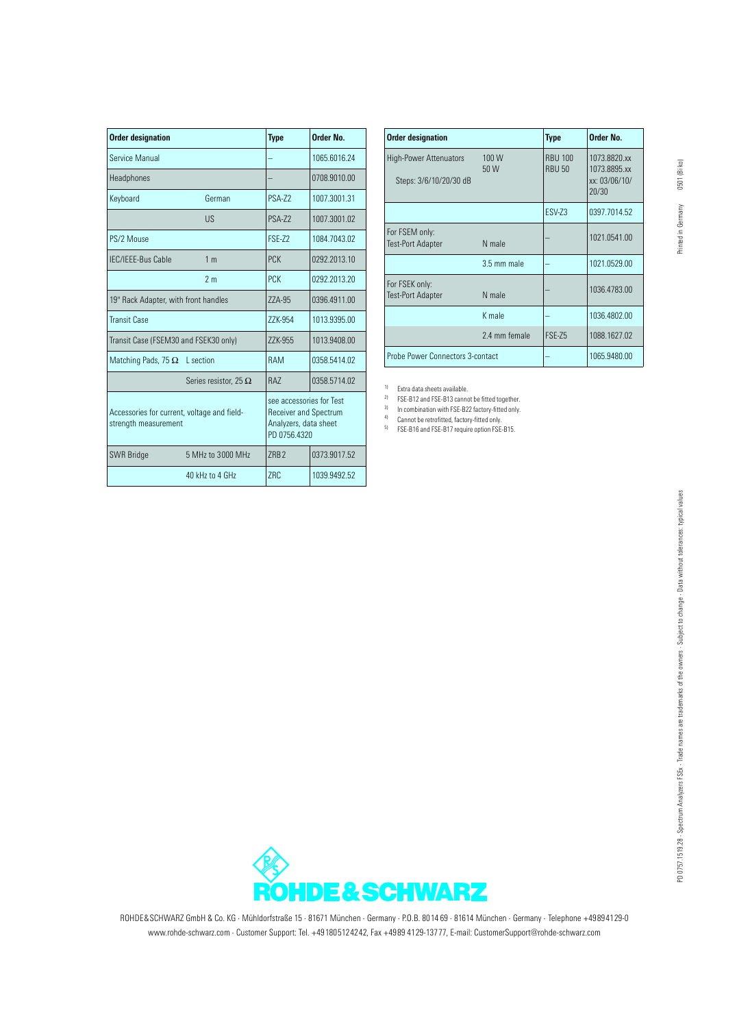| Order designation | | Type | Order No. |
|---|---|---|---|
| Service Manual | | – | 1065.6016.24 |
| Headphones | | – | 0708.9010.00 |
| Keyboard | German | PSA-Z2 | 1007.3001.31 |
| | US | PSA-Z2 | 1007.3001.02 |
| PS/2 Mouse | | FSE-Z2 | 1084.7043.02 |
| IEC/IEEE-Bus Cable | 1 m | PCK | 0292.2013.10 |
| | 2 m | PCK | 0292.2013.20 |
| 19" Rack Adapter, with front handles | | ZZA-95 | 0396.4911.00 |
| Transit Case | | ZZK-954 | 1013.9395.00 |
| Transit Case (FSEM30 and FSEK30 only) | | ZZK-955 | 1013.9408.00 |
| Matching Pads, 75 Ω | L section | RAM | 0358.5414.02 |
| | Series resistor, 25 Ω | RAZ | 0358.5714.02 |
| Accessories for current, voltage and field-strength measurement | | see accessories for Test Receiver and Spectrum Analyzers, data sheet PD 0756.4320 | |
| SWR Bridge | 5 MHz to 3000 MHz | ZRB2 | 0373.9017.52 |
| | 40 kHz to 4 GHz | ZRC | 1039.9492.52 |

| Order designation | | Type | Order No. |
|---|---|---|---|
| High-Power Attenuators Steps: 3/6/10/20/30 dB | 100 W 50 W | RBU 100 RBU 50 | 1073.8820.xx 1073.8895.xx xx: 03/06/10/20/30 |
| | | ESV-Z3 | 0397.7014.52 |
| For FSEM only: Test-Port Adapter | N male | – | 1021.0541.00 |
| | 3.5 mm male | – | 1021.0529.00 |
| For FSEK only: Test-Port Adapter | N male | – | 1036.4783.00 |
| | K male | – | 1036.4802.00 |
| | 2.4 mm female | FSE-Z5 | 1088.1627.02 |
| Probe Power Connectors 3-contact | | – | 1065.9480.00 |

[1] Extra data sheets available.
[2] FSE-B12 and FSE-B13 cannot be fitted together.
[3] In combination with FSE-B22 factory-fitted only.
[4] Cannot be retrofitted, factory-fitted only.
[5] FSE-B16 and FSE-B17 require option FSE-B15.

PD 0757.1519.28 · Spectrum Analyzers FSEx · Trade names are trademarks of the owners · Subject to change · Data without tolerances: typical values

Printed in Germany 0501 (Bi ko)

ROHDE&SCHWARZ

ROHDE&SCHWARZ GmbH & Co. KG · Mühldorfstraße 15 · 81671 München · Germany · P.O.B. 80 14 69 · 81614 München · Germany · Telephone +49 89 4129-0
www.rohde-schwarz.com · Customer Support: Tel. +49 1805 12 42 42, Fax +49 89 4129-13777, E-mail: CustomerSupport@rohde-schwarz.com